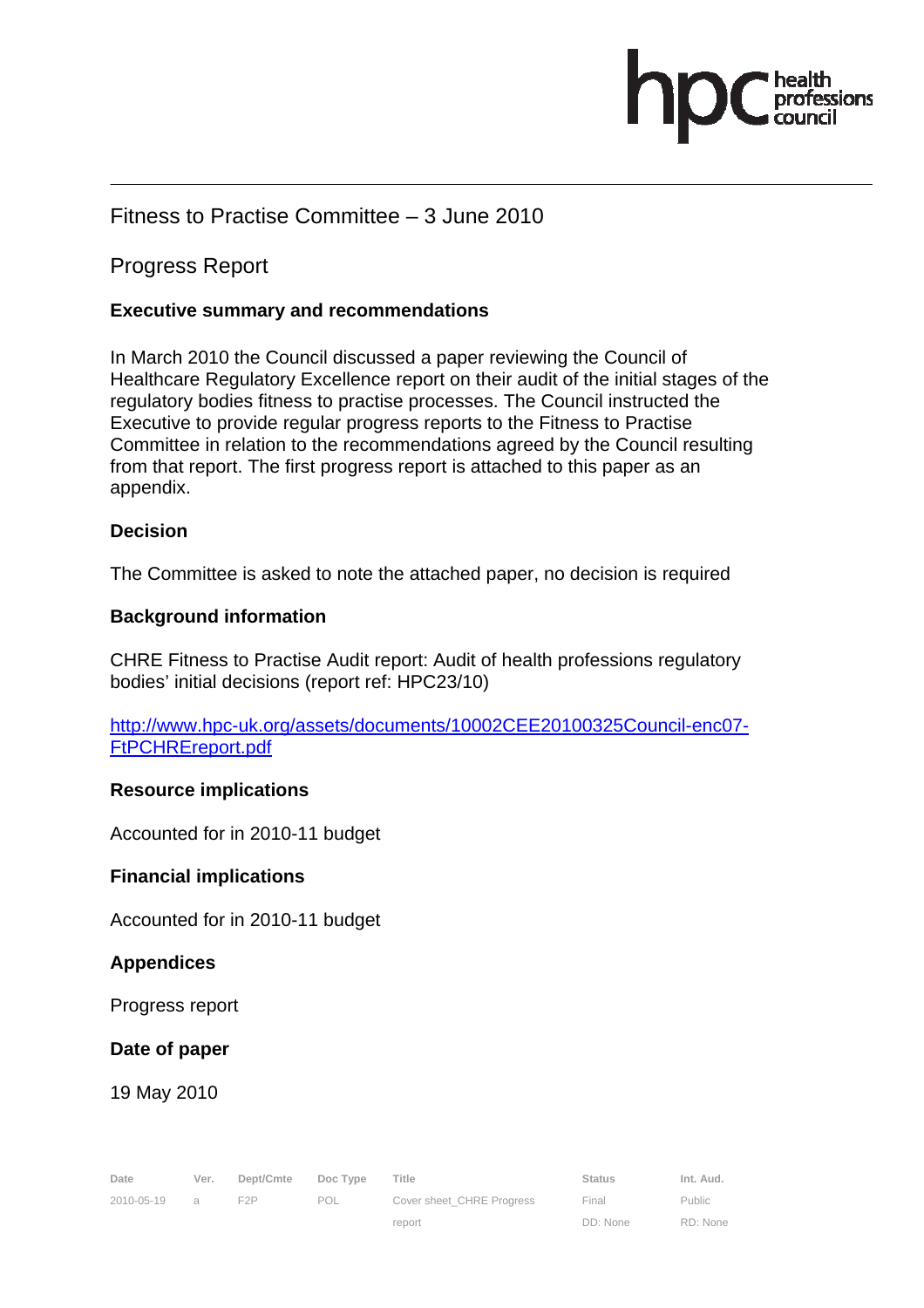# Fitness to Practise Committee – 3 June 2010

## Progress Report

### Executive summary and recommendations

In March 2010 the Council discussed a paper reviewing the Council of Healthcare Regulatory Excellence report on their audit of the initial stages of the regulatory bodies fitness to practise processes. The Council instructed the Executive to provide regular progress reports to the Fitness to Practise Committee in relation to the recommendations agreed by the Council resulting from that report. The first progress report is attached to this paper as an appendix.

### Decision

The Committee is asked to note the attached paper, no decision is required

### Background information

CHRE Fitness to Practise Audit report: Audit of health professions regulatory bodies' initial decisions (report ref: HPC23/10)

http://www.hpc-uk.org/assets/documents/10002CEE20100325Council-enc07-FtPCHREreport.pdf

### Resource implications

Accounted for in 2010-11 budget

### Financial implications

Accounted for in 2010-11 budget

### Appendices

Progress report

### Date of paper

19 May 2010

| Date | Ver. | Dept/Cmte | Doc Type | Title | Status | Int. Aud. |
|---|---|---|---|---|---|---|
| 2010-05-19 | a | F2P | POL | Cover sheet_CHRE Progress report | Final DD: None | Public RD: None |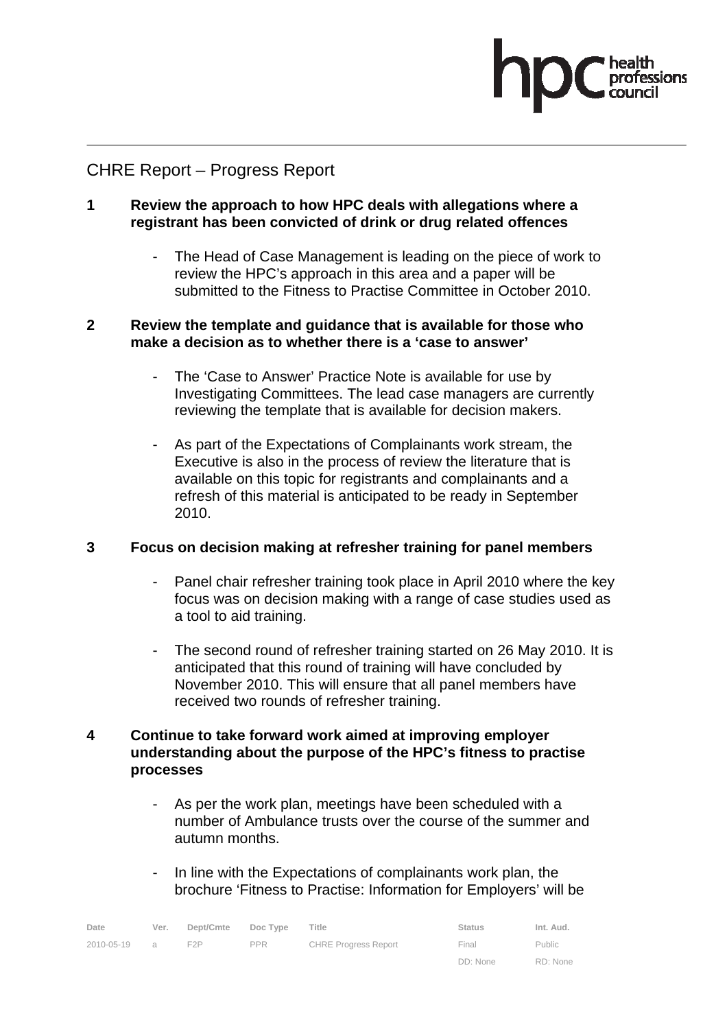# CHRE Report – Progress Report

**1 Review the approach to how HPC deals with allegations where a registrant has been convicted of drink or drug related offences**

- The Head of Case Management is leading on the piece of work to review the HPC's approach in this area and a paper will be submitted to the Fitness to Practise Committee in October 2010.

**2 Review the template and guidance that is available for those who make a decision as to whether there is a 'case to answer'**

- The 'Case to Answer' Practice Note is available for use by Investigating Committees. The lead case managers are currently reviewing the template that is available for decision makers.
- As part of the Expectations of Complainants work stream, the Executive is also in the process of review the literature that is available on this topic for registrants and complainants and a refresh of this material is anticipated to be ready in September 2010.

**3 Focus on decision making at refresher training for panel members**

- Panel chair refresher training took place in April 2010 where the key focus was on decision making with a range of case studies used as a tool to aid training.
- The second round of refresher training started on 26 May 2010. It is anticipated that this round of training will have concluded by November 2010. This will ensure that all panel members have received two rounds of refresher training.

**4 Continue to take forward work aimed at improving employer understanding about the purpose of the HPC's fitness to practise processes**

- As per the work plan, meetings have been scheduled with a number of Ambulance trusts over the course of the summer and autumn months.
- In line with the Expectations of complainants work plan, the brochure 'Fitness to Practise: Information for Employers' will be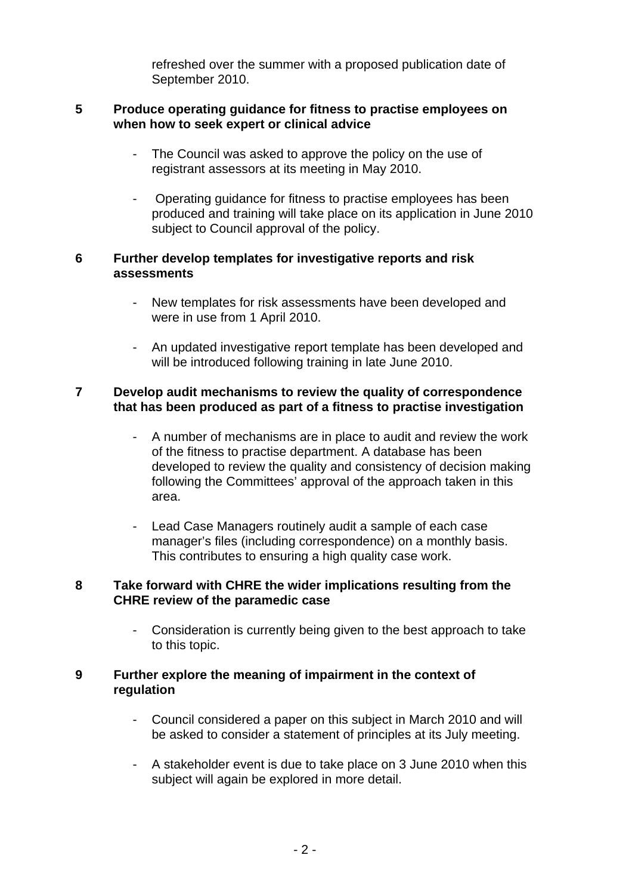refreshed over the summer with a proposed publication date of September 2010.

**5 Produce operating guidance for fitness to practise employees on when how to seek expert or clinical advice**

- The Council was asked to approve the policy on the use of registrant assessors at its meeting in May 2010.
- Operating guidance for fitness to practise employees has been produced and training will take place on its application in June 2010 subject to Council approval of the policy.

**6 Further develop templates for investigative reports and risk assessments**

- New templates for risk assessments have been developed and were in use from 1 April 2010.
- An updated investigative report template has been developed and will be introduced following training in late June 2010.

**7 Develop audit mechanisms to review the quality of correspondence that has been produced as part of a fitness to practise investigation**

- A number of mechanisms are in place to audit and review the work of the fitness to practise department. A database has been developed to review the quality and consistency of decision making following the Committees' approval of the approach taken in this area.
- Lead Case Managers routinely audit a sample of each case manager's files (including correspondence) on a monthly basis. This contributes to ensuring a high quality case work.

**8 Take forward with CHRE the wider implications resulting from the CHRE review of the paramedic case**

- Consideration is currently being given to the best approach to take to this topic.

**9 Further explore the meaning of impairment in the context of regulation**

- Council considered a paper on this subject in March 2010 and will be asked to consider a statement of principles at its July meeting.
- A stakeholder event is due to take place on 3 June 2010 when this subject will again be explored in more detail.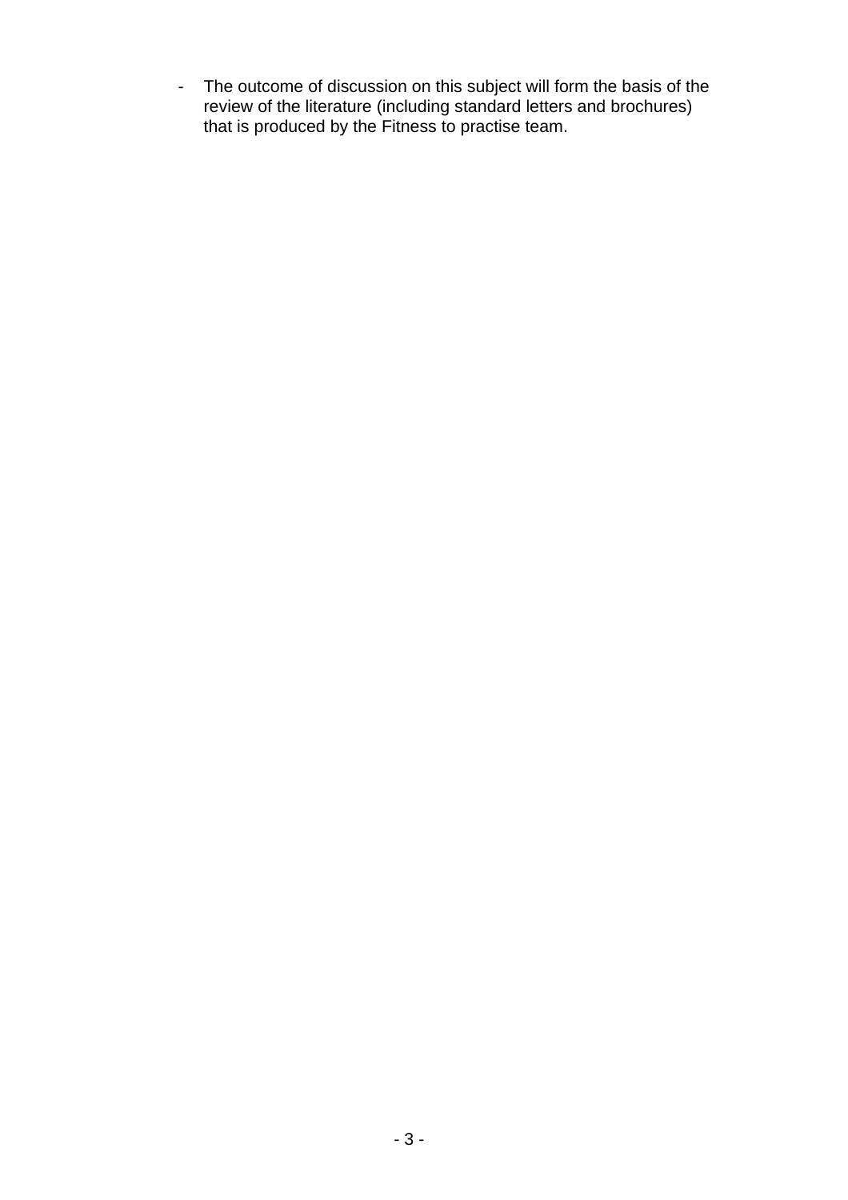- The outcome of discussion on this subject will form the basis of the review of the literature (including standard letters and brochures) that is produced by the Fitness to practise team.